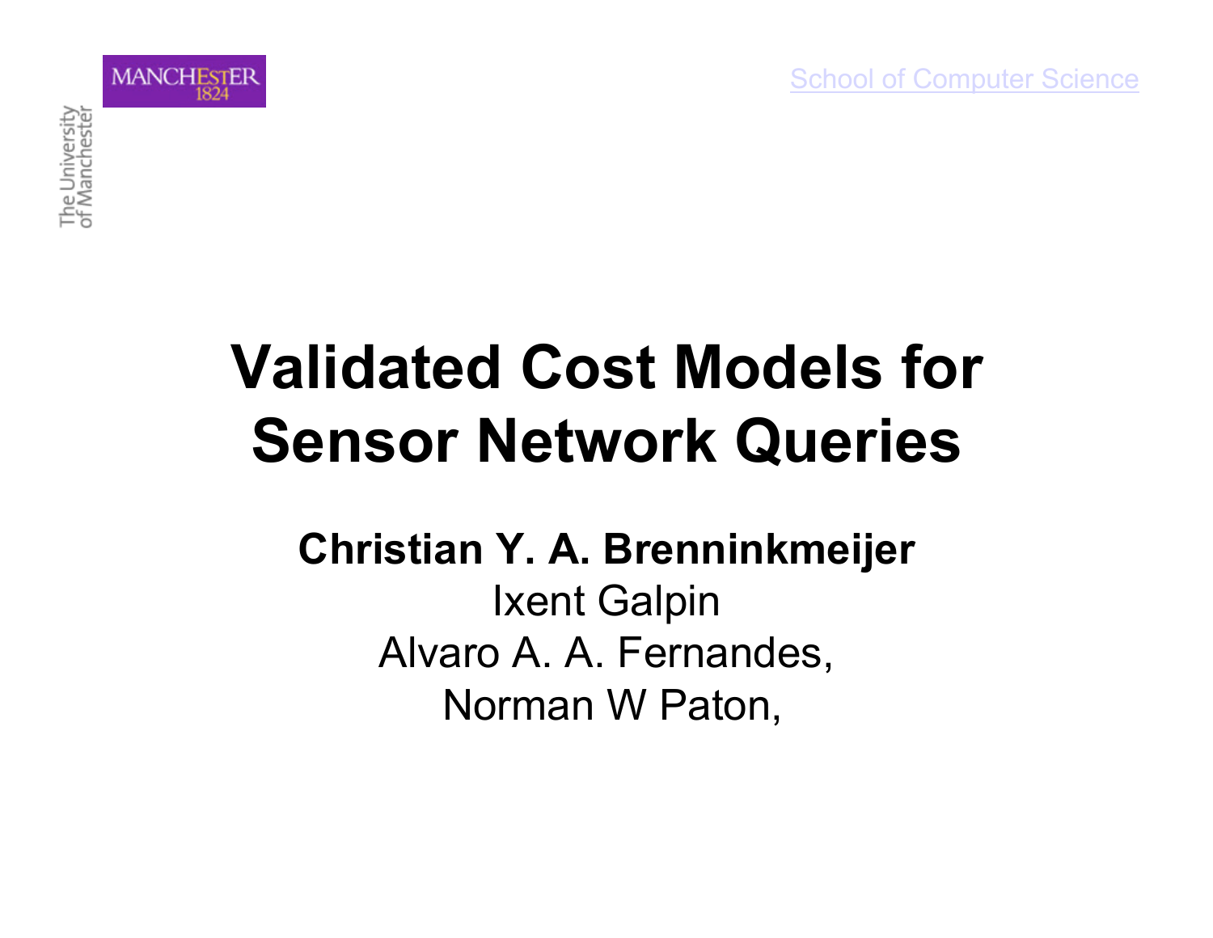School of Computer Science

# Validated Cost Models for Sensor Network Queries

**Christian Y. A. Brenninkmeijer**
Ixent Galpin
Alvaro A. A. Fernandes,
Norman W Paton,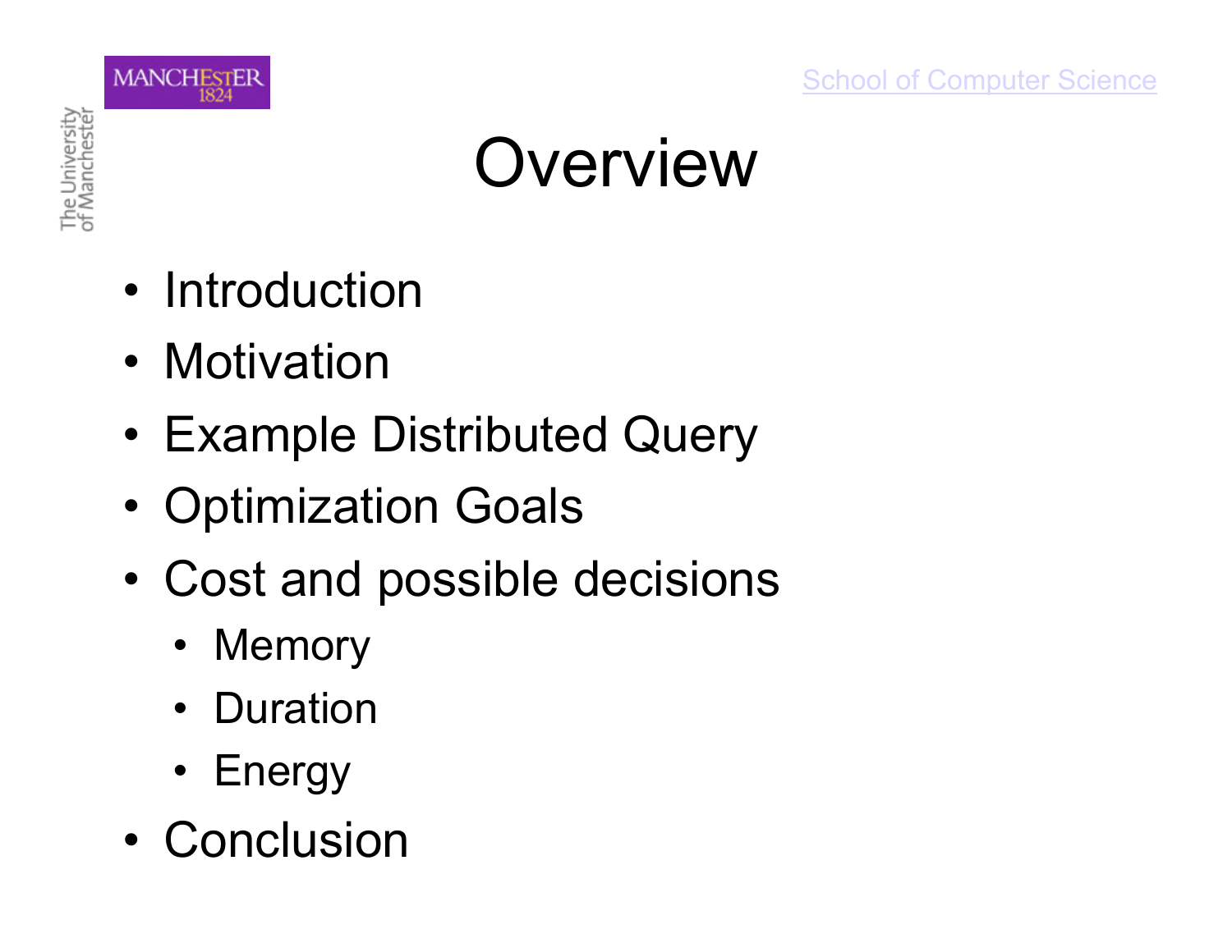# Overview

- Introduction
- Motivation
- Example Distributed Query
- Optimization Goals
- Cost and possible decisions
  - Memory
  - Duration
  - Energy
- Conclusion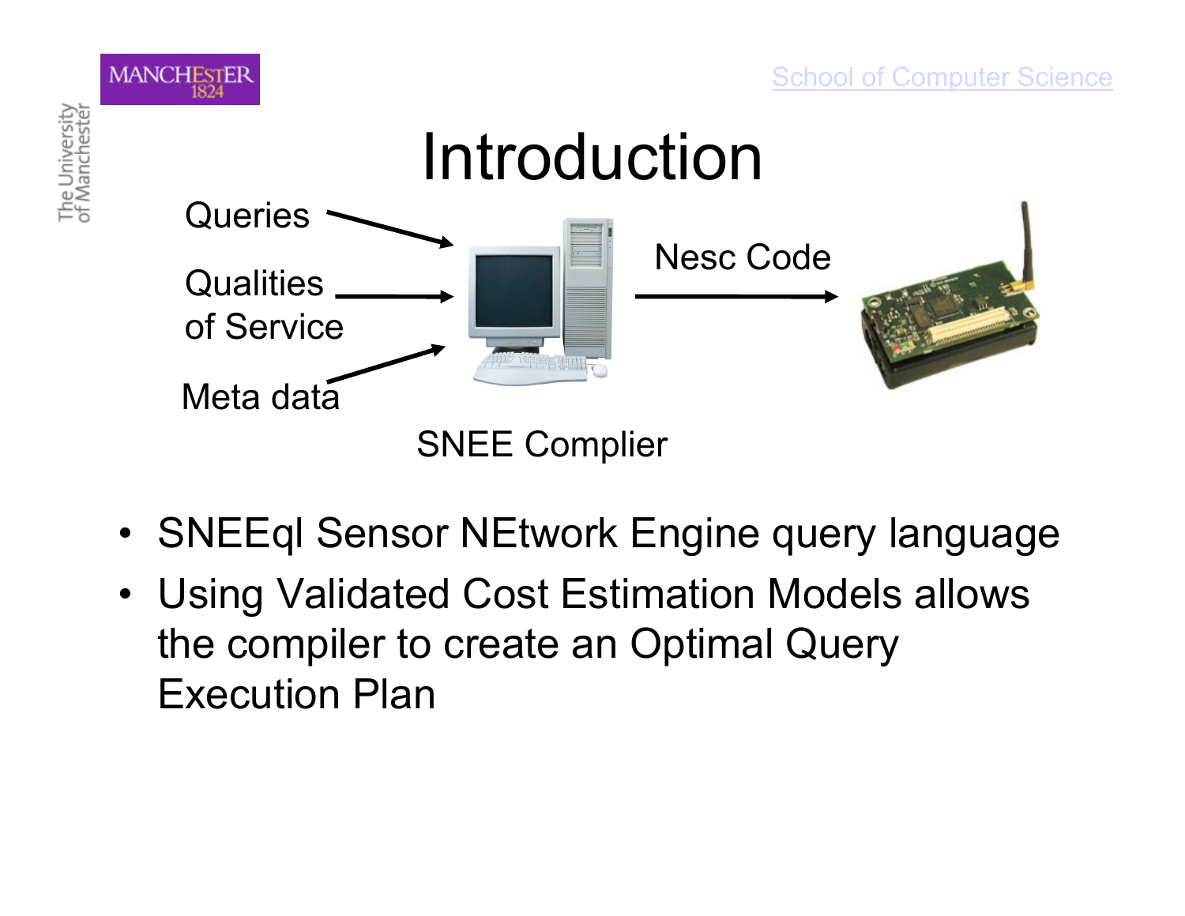# Introduction

Queries

Qualities of Service

Meta data

Nesc Code

SNEE Complier

- SNEEql Sensor NEtwork Engine query language
- Using Validated Cost Estimation Models allows the compiler to create an Optimal Query Execution Plan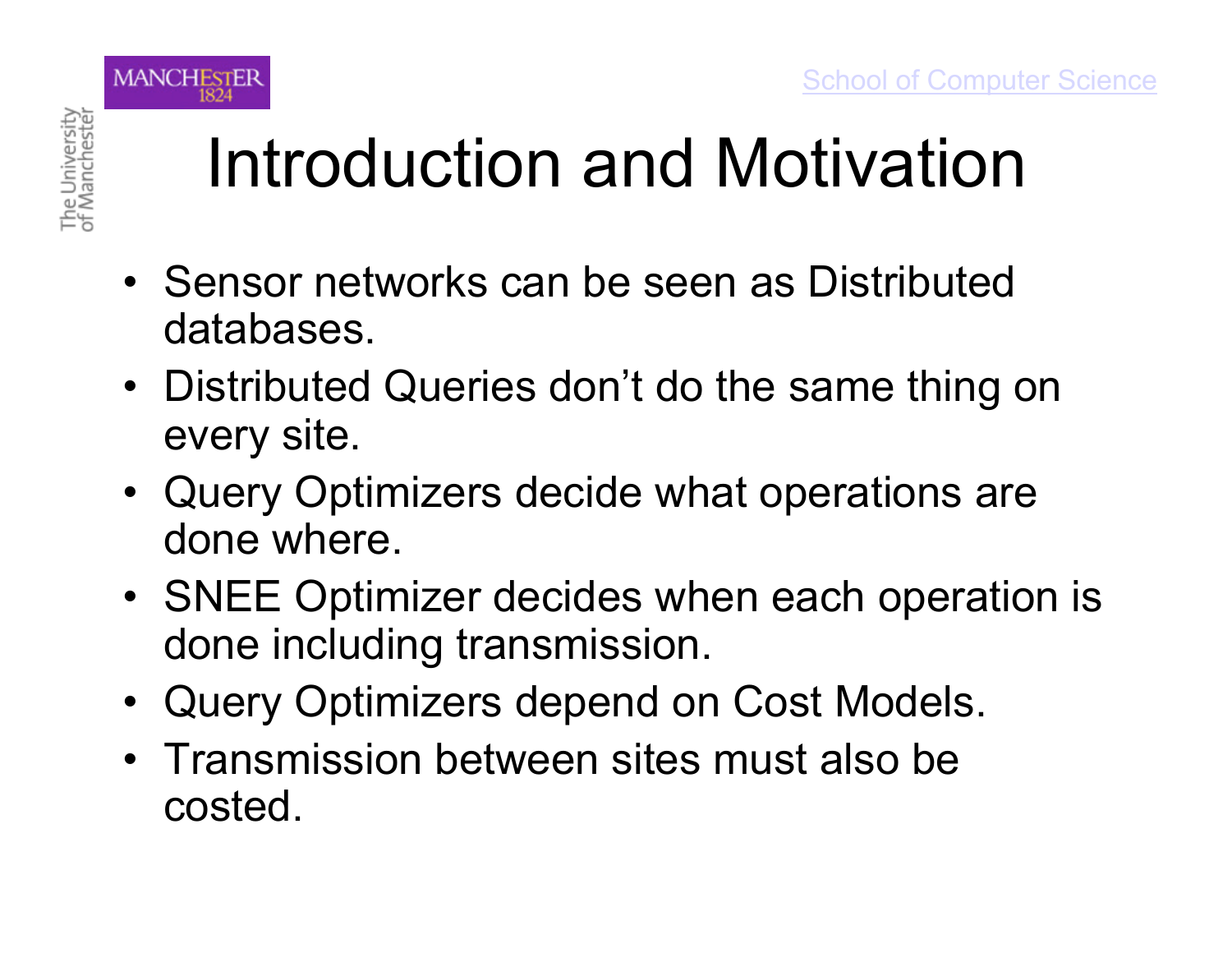# Introduction and Motivation

- Sensor networks can be seen as Distributed databases.
- Distributed Queries don’t do the same thing on every site.
- Query Optimizers decide what operations are done where.
- SNEE Optimizer decides when each operation is done including transmission.
- Query Optimizers depend on Cost Models.
- Transmission between sites must also be costed.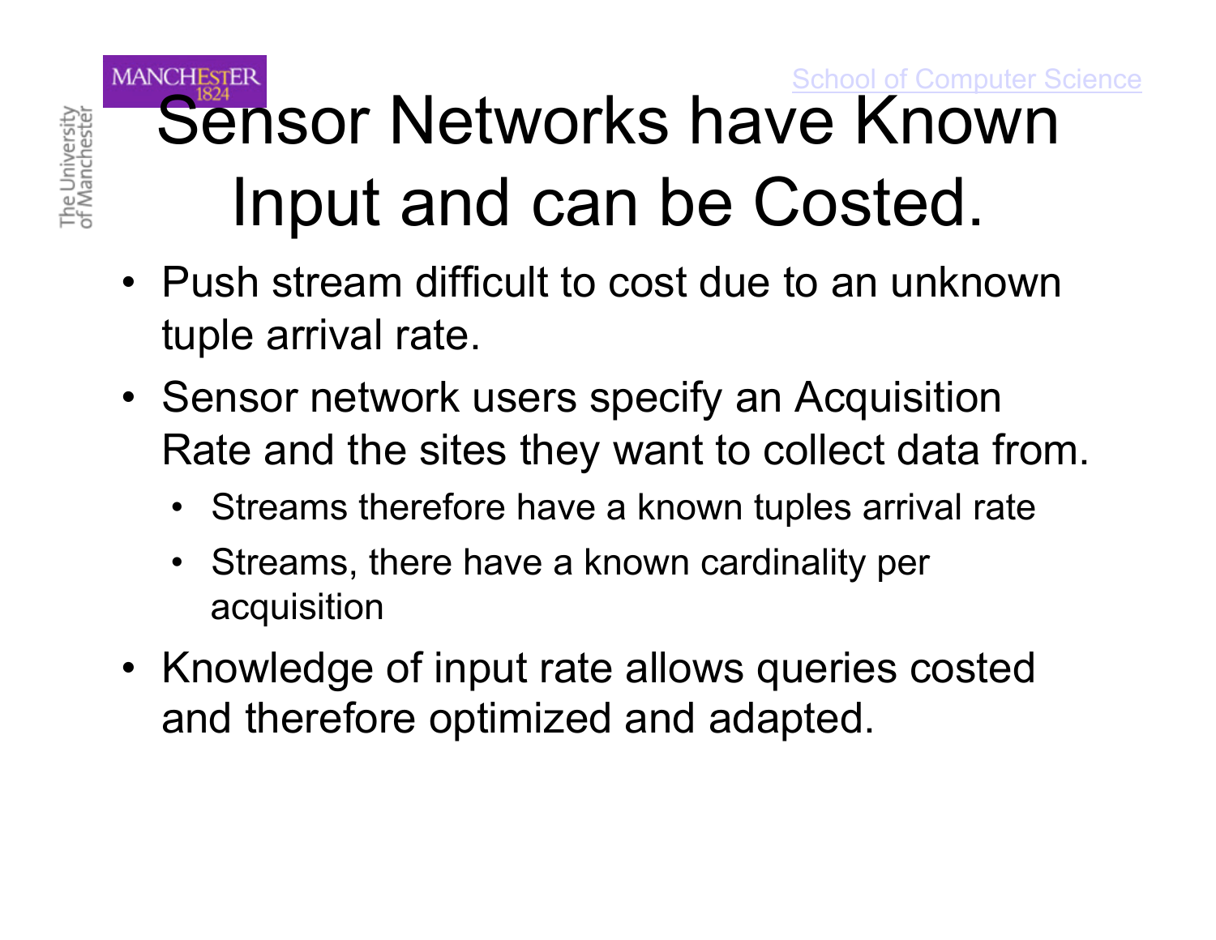# Sensor Networks have Known Input and can be Costed.

- Push stream difficult to cost due to an unknown tuple arrival rate.
- Sensor network users specify an Acquisition Rate and the sites they want to collect data from.
  - Streams therefore have a known tuples arrival rate
  - Streams, there have a known cardinality per acquisition
- Knowledge of input rate allows queries costed and therefore optimized and adapted.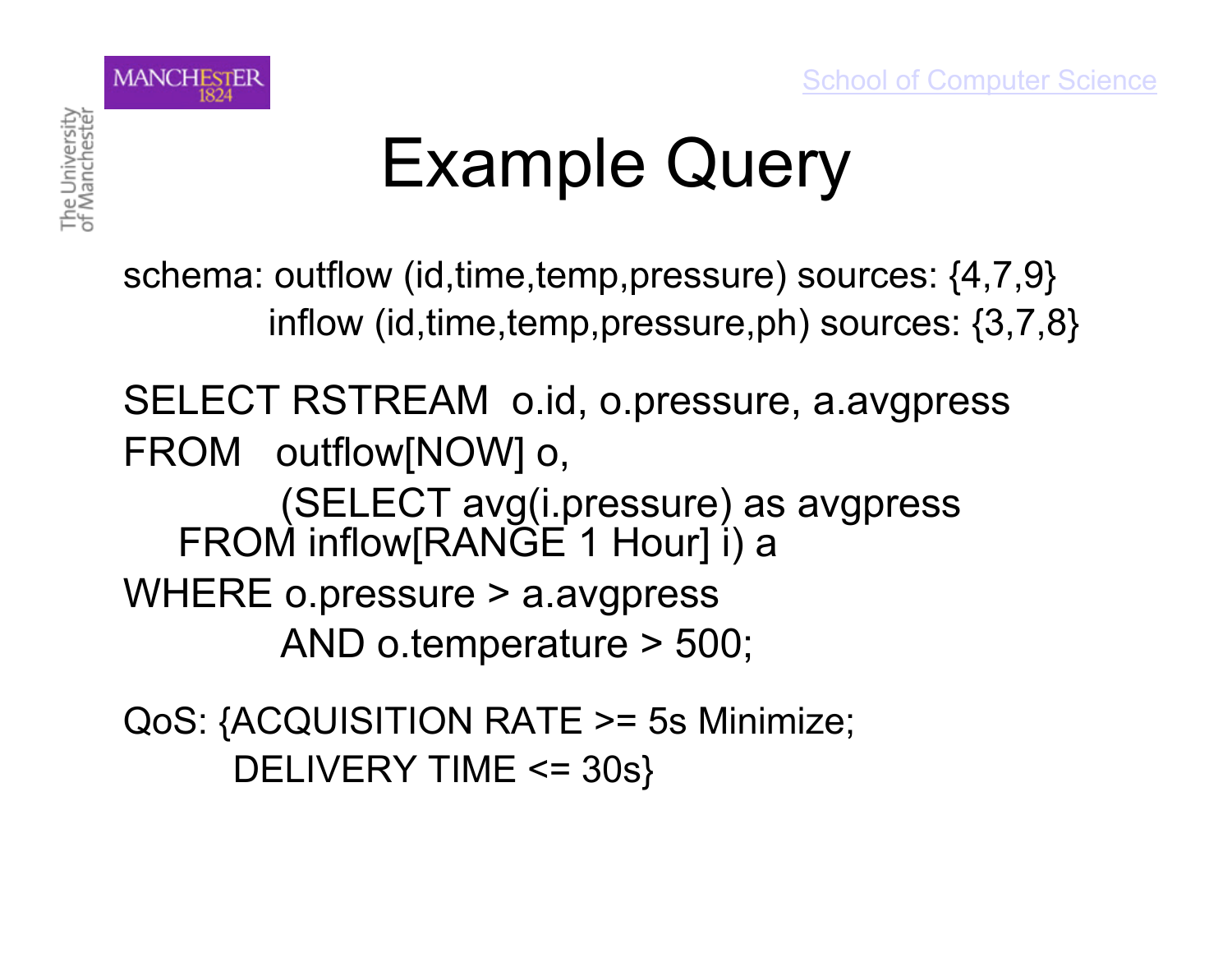# Example Query

schema: outflow (id,time,temp,pressure) sources: {4,7,9}
inflow (id,time,temp,pressure,ph) sources: {3,7,8}

```
SELECT RSTREAM  o.id, o.pressure, a.avgpress
FROM   outflow[NOW] o,
         (SELECT avg(i.pressure) as avgpress
   FROM inflow[RANGE 1 Hour] i) a
WHERE o.pressure > a.avgpress
         AND o.temperature > 500;
```

QoS: {ACQUISITION RATE >= 5s Minimize;
DELIVERY TIME <= 30s}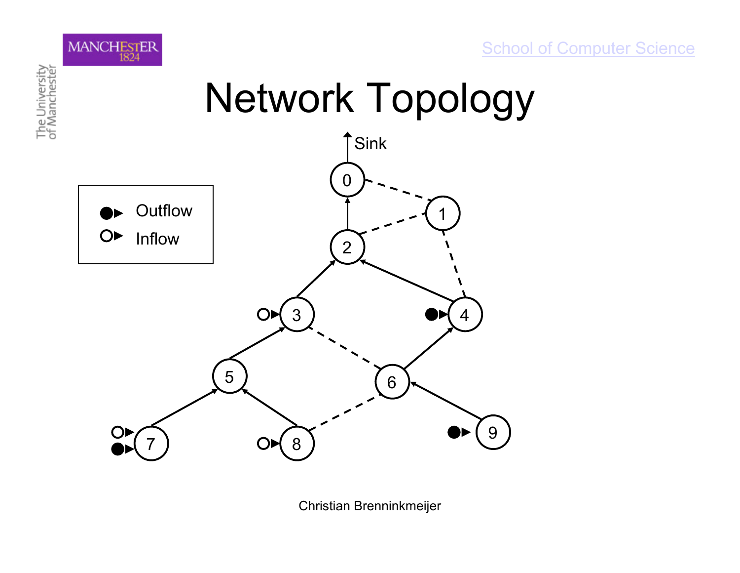# Network Topology

Outflow

Inflow

Sink

0

1

2

3

4

5

6

7

8

9

Christian Brenninkmeijer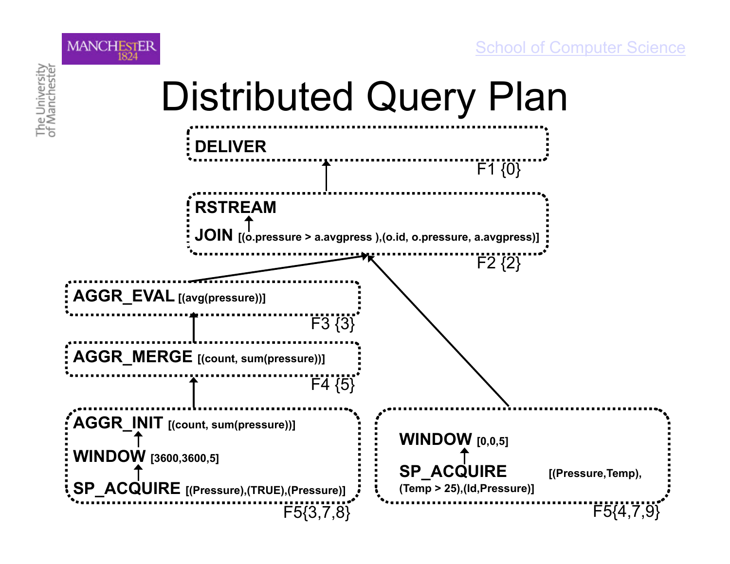# Distributed Query Plan

**DELIVER**

F1 {0}

**RSTREAM**

↑

**JOIN** [(o.pressure > a.avgpress ),(o.id, o.pressure, a.avgpress)]

F2 {2}

**AGGR_EVAL** [(avg(pressure))]

F3 {3}

**AGGR_MERGE** [(count, sum(pressure))]

F4 {5}

**AGGR_INIT** [(count, sum(pressure))]

↑

**WINDOW** [3600,3600,5]

↑

**SP_ACQUIRE** [(Pressure),(TRUE),(Pressure)]

F5{3,7,8}

**WINDOW** [0,0,5]

↑

**SP_ACQUIRE** [(Pressure,Temp), (Temp > 25),(Id,Pressure)]

F5{4,7,9}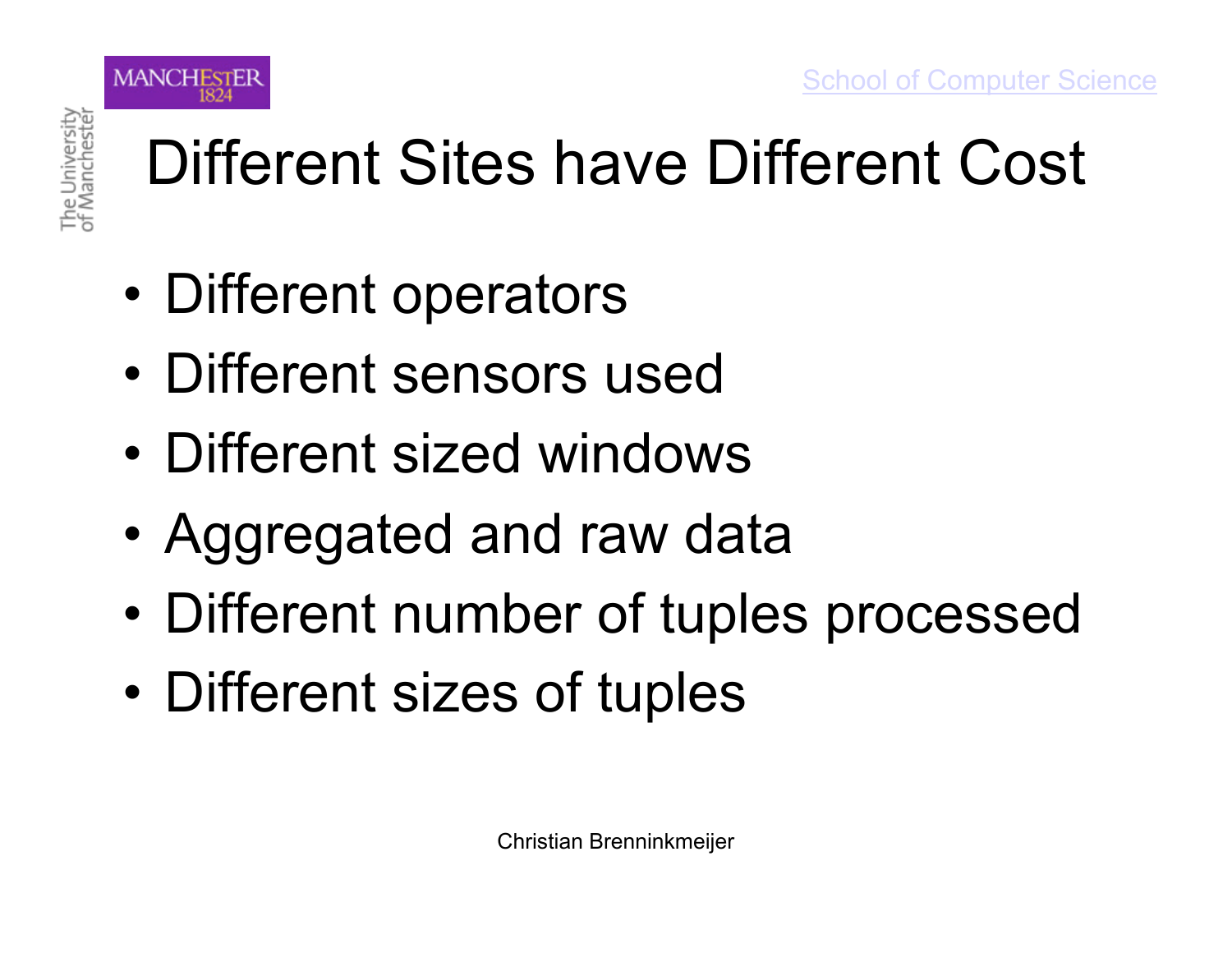# Different Sites have Different Cost

- Different operators
- Different sensors used
- Different sized windows
- Aggregated and raw data
- Different number of tuples processed
- Different sizes of tuples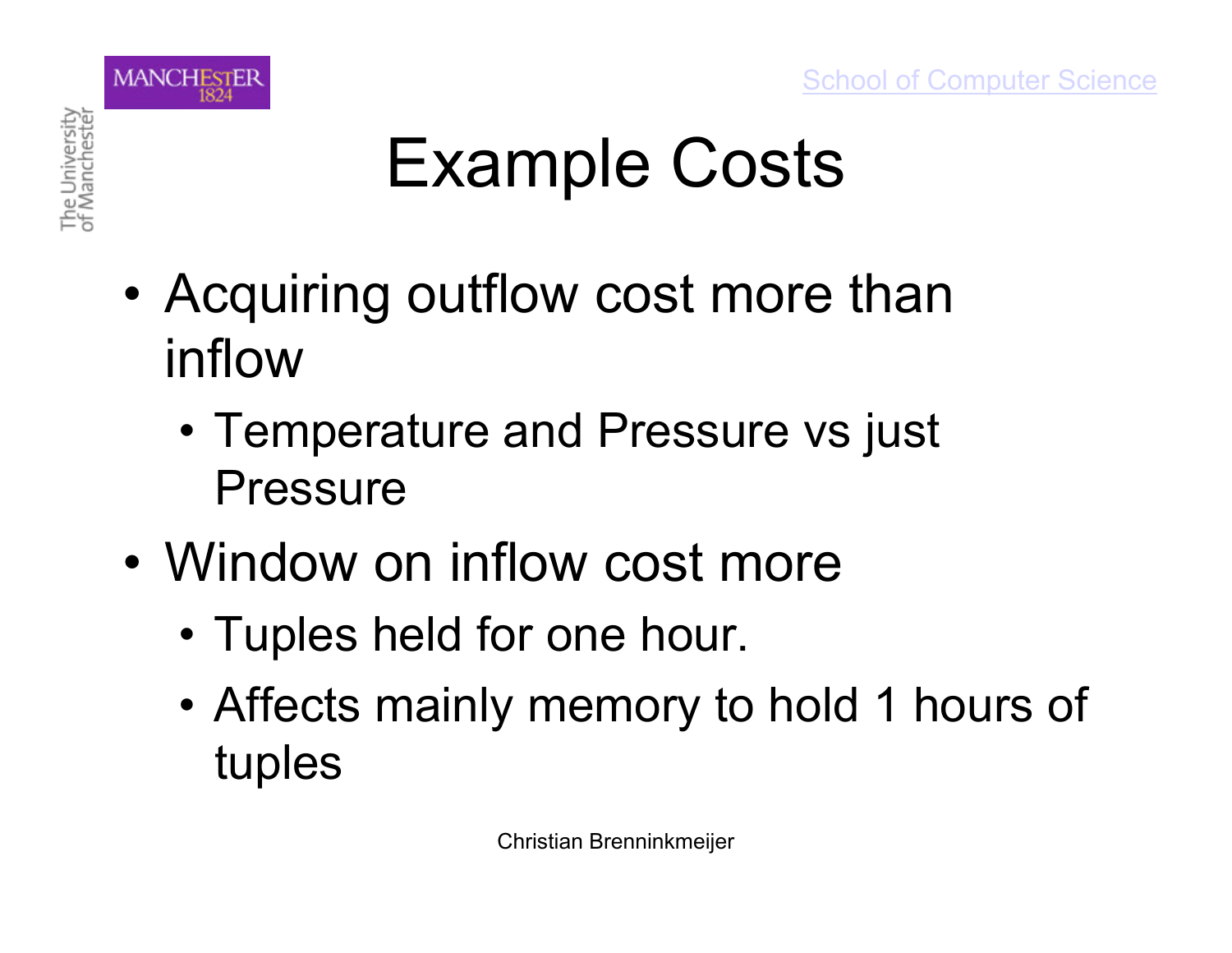# Example Costs

- Acquiring outflow cost more than inflow
  - Temperature and Pressure vs just Pressure
- Window on inflow cost more
  - Tuples held for one hour.
  - Affects mainly memory to hold 1 hours of tuples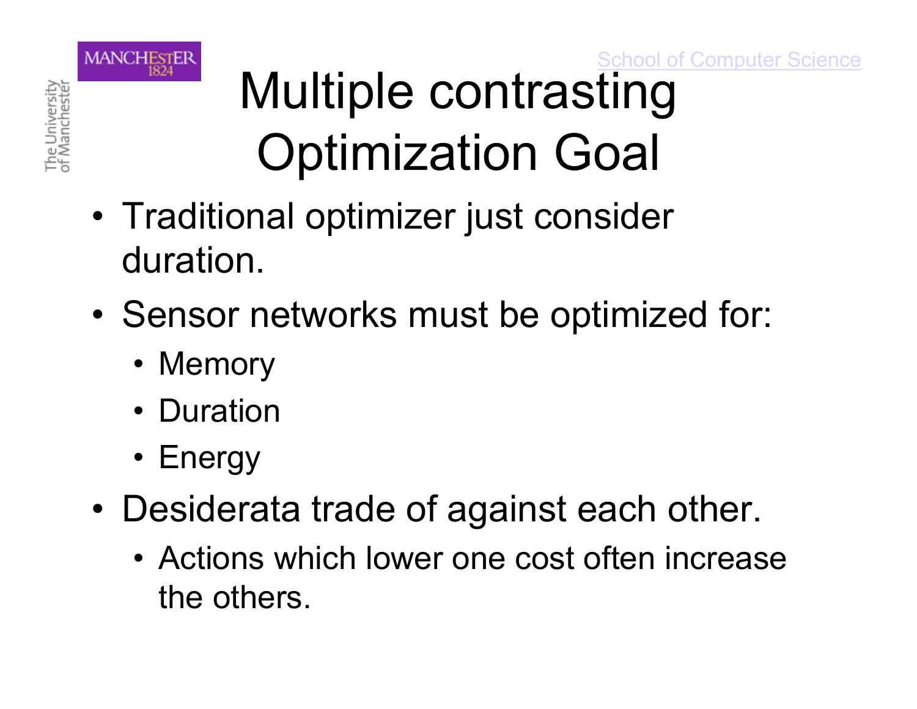# Multiple contrasting Optimization Goal

- Traditional optimizer just consider duration.
- Sensor networks must be optimized for:
  - Memory
  - Duration
  - Energy
- Desiderata trade of against each other.
  - Actions which lower one cost often increase the others.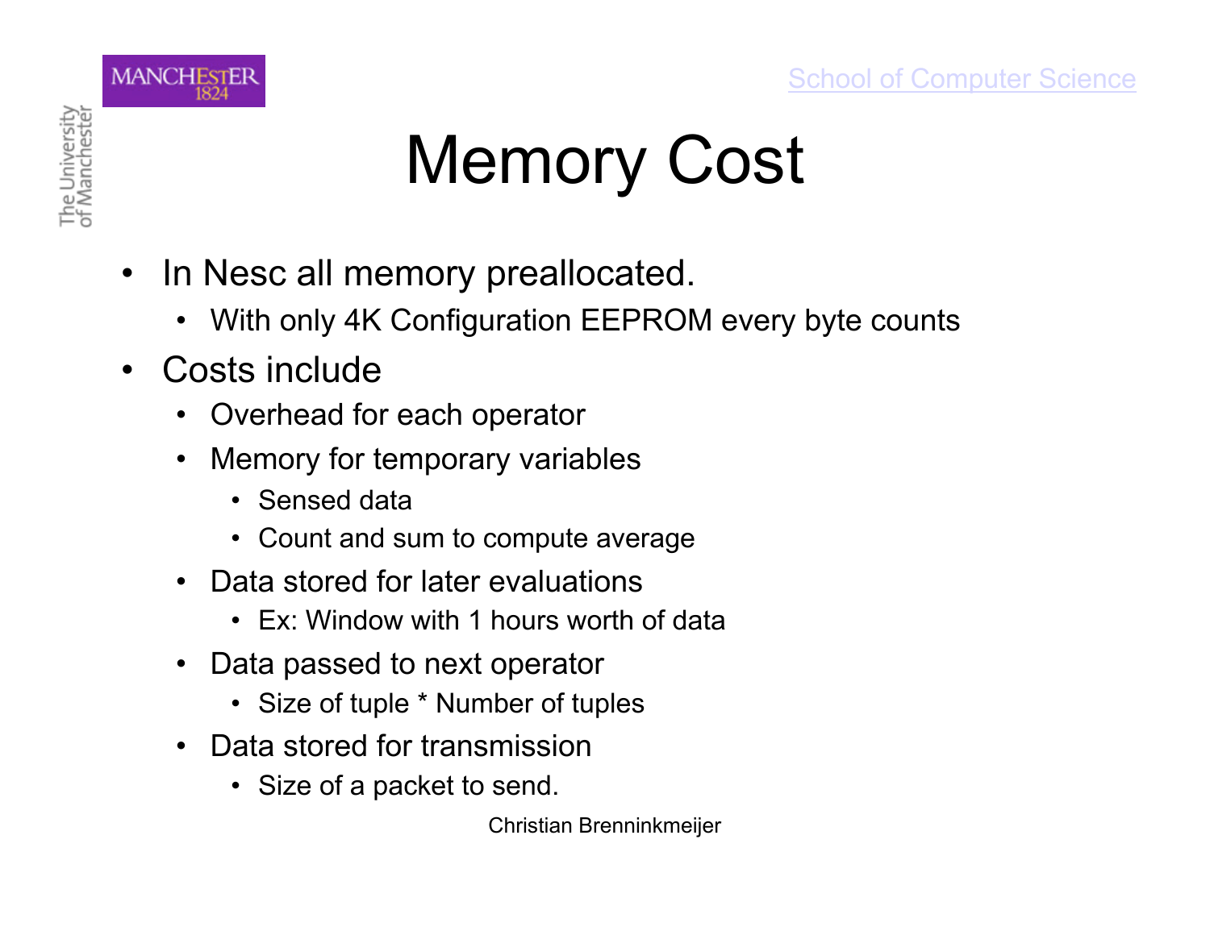# Memory Cost

- In Nesc all memory preallocated.
  - With only 4K Configuration EEPROM every byte counts
- Costs include
  - Overhead for each operator
  - Memory for temporary variables
    - Sensed data
    - Count and sum to compute average
  - Data stored for later evaluations
    - Ex: Window with 1 hours worth of data
  - Data passed to next operator
    - Size of tuple * Number of tuples
  - Data stored for transmission
    - Size of a packet to send.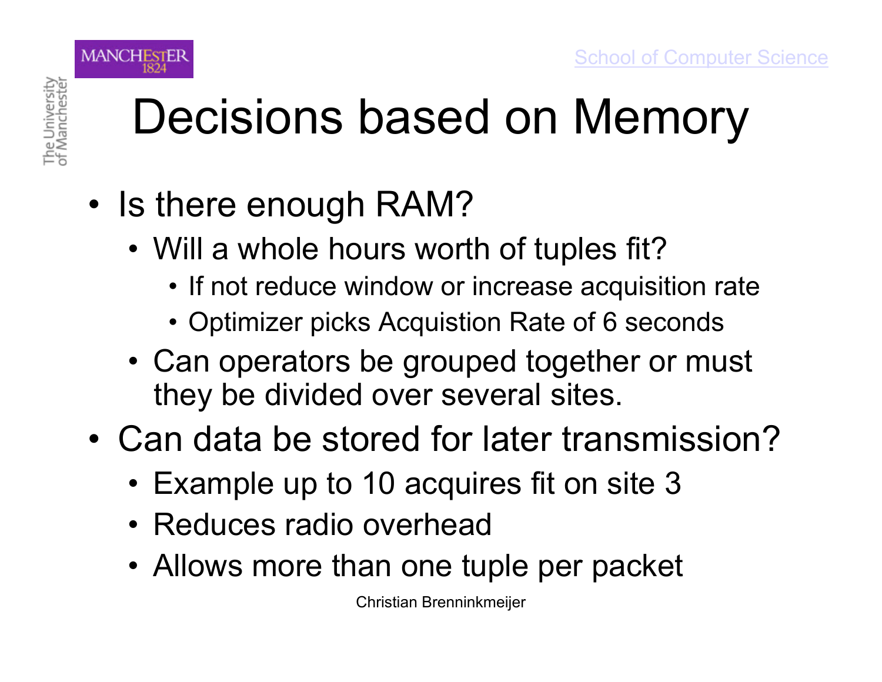# Decisions based on Memory

- Is there enough RAM?
  - Will a whole hours worth of tuples fit?
    - If not reduce window or increase acquisition rate
    - Optimizer picks Acquistion Rate of 6 seconds
  - Can operators be grouped together or must they be divided over several sites.
- Can data be stored for later transmission?
  - Example up to 10 acquires fit on site 3
  - Reduces radio overhead
  - Allows more than one tuple per packet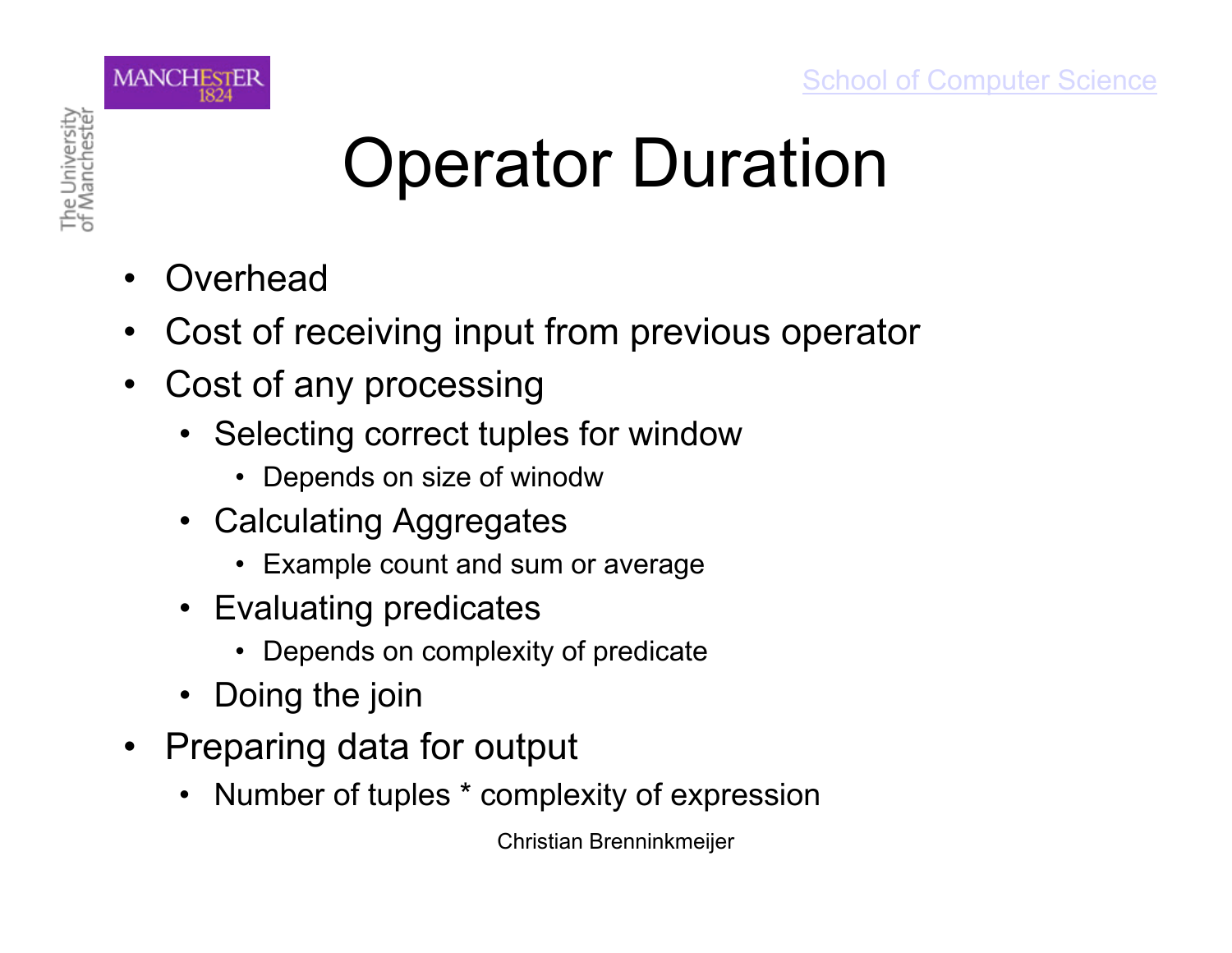# Operator Duration

- Overhead
- Cost of receiving input from previous operator
- Cost of any processing
  - Selecting correct tuples for window
    - Depends on size of winodw
  - Calculating Aggregates
    - Example count and sum or average
  - Evaluating predicates
    - Depends on complexity of predicate
  - Doing the join
- Preparing data for output
  - Number of tuples * complexity of expression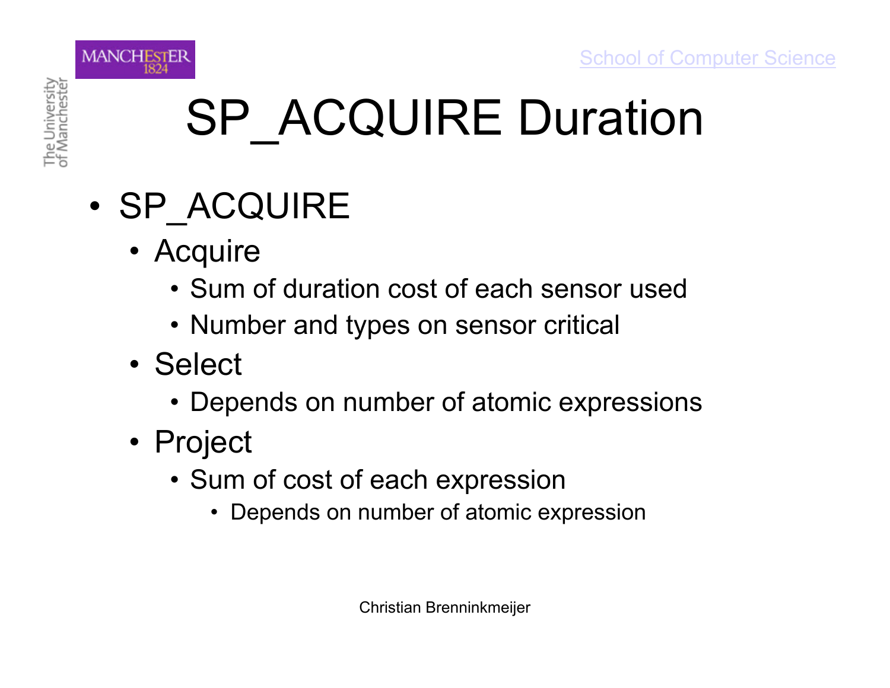# SP_ACQUIRE Duration

- SP_ACQUIRE
  - Acquire
    - Sum of duration cost of each sensor used
    - Number and types on sensor critical
  - Select
    - Depends on number of atomic expressions
  - Project
    - Sum of cost of each expression
      - Depends on number of atomic expression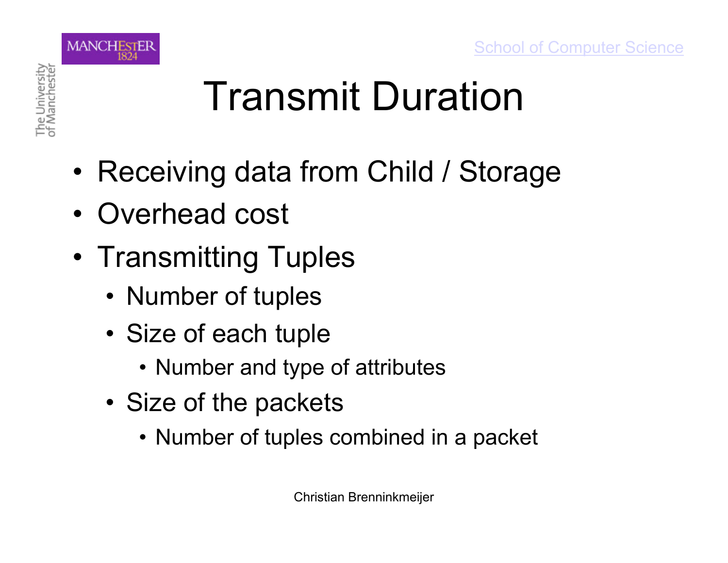# Transmit Duration

- Receiving data from Child / Storage
- Overhead cost
- Transmitting Tuples
  - Number of tuples
  - Size of each tuple
    - Number and type of attributes
  - Size of the packets
    - Number of tuples combined in a packet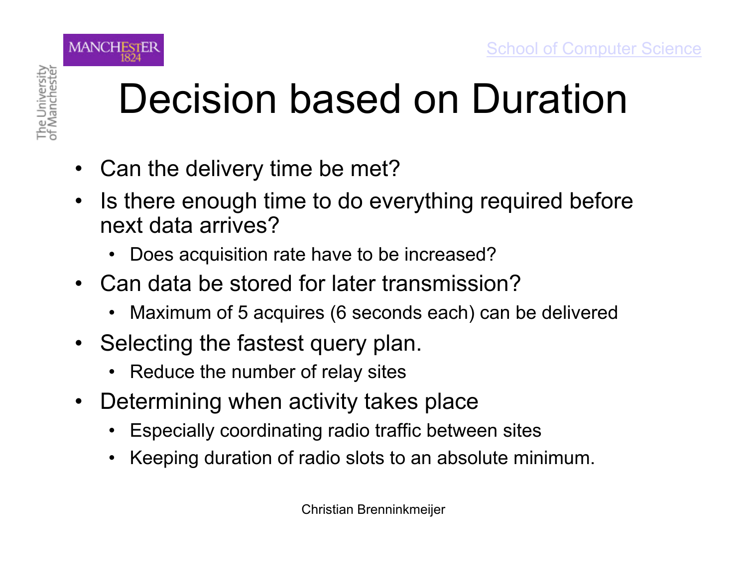# Decision based on Duration

- Can the delivery time be met?
- Is there enough time to do everything required before next data arrives?
  - Does acquisition rate have to be increased?
- Can data be stored for later transmission?
  - Maximum of 5 acquires (6 seconds each) can be delivered
- Selecting the fastest query plan.
  - Reduce the number of relay sites
- Determining when activity takes place
  - Especially coordinating radio traffic between sites
  - Keeping duration of radio slots to an absolute minimum.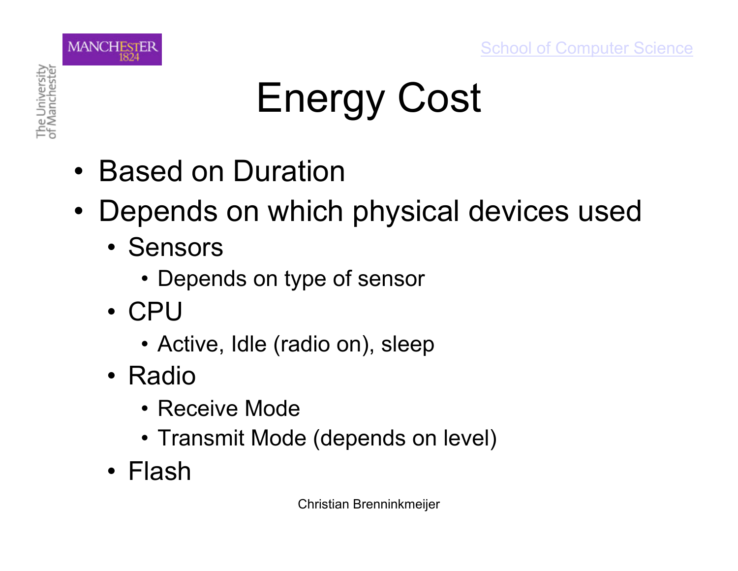# Energy Cost

- Based on Duration
- Depends on which physical devices used
  - Sensors
    - Depends on type of sensor
  - CPU
    - Active, Idle (radio on), sleep
  - Radio
    - Receive Mode
    - Transmit Mode (depends on level)
  - Flash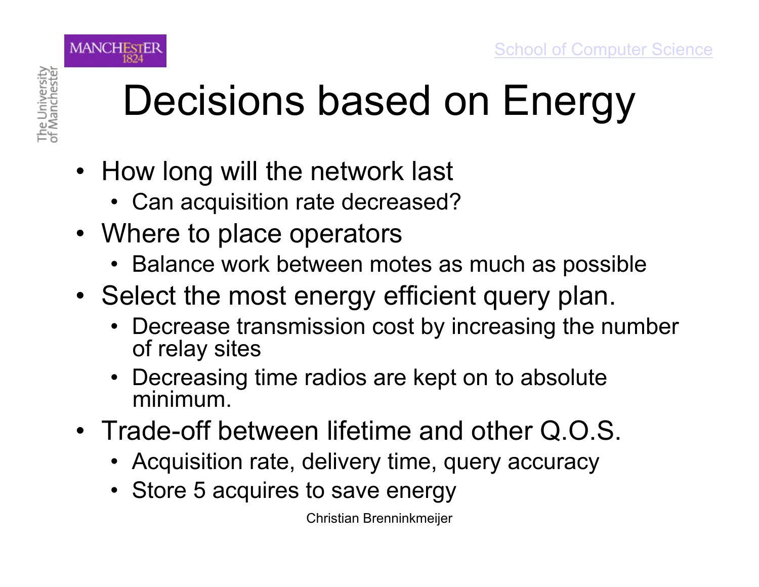# Decisions based on Energy

- How long will the network last
  - Can acquisition rate decreased?
- Where to place operators
  - Balance work between motes as much as possible
- Select the most energy efficient query plan.
  - Decrease transmission cost by increasing the number of relay sites
  - Decreasing time radios are kept on to absolute minimum.
- Trade-off between lifetime and other Q.O.S.
  - Acquisition rate, delivery time, query accuracy
  - Store 5 acquires to save energy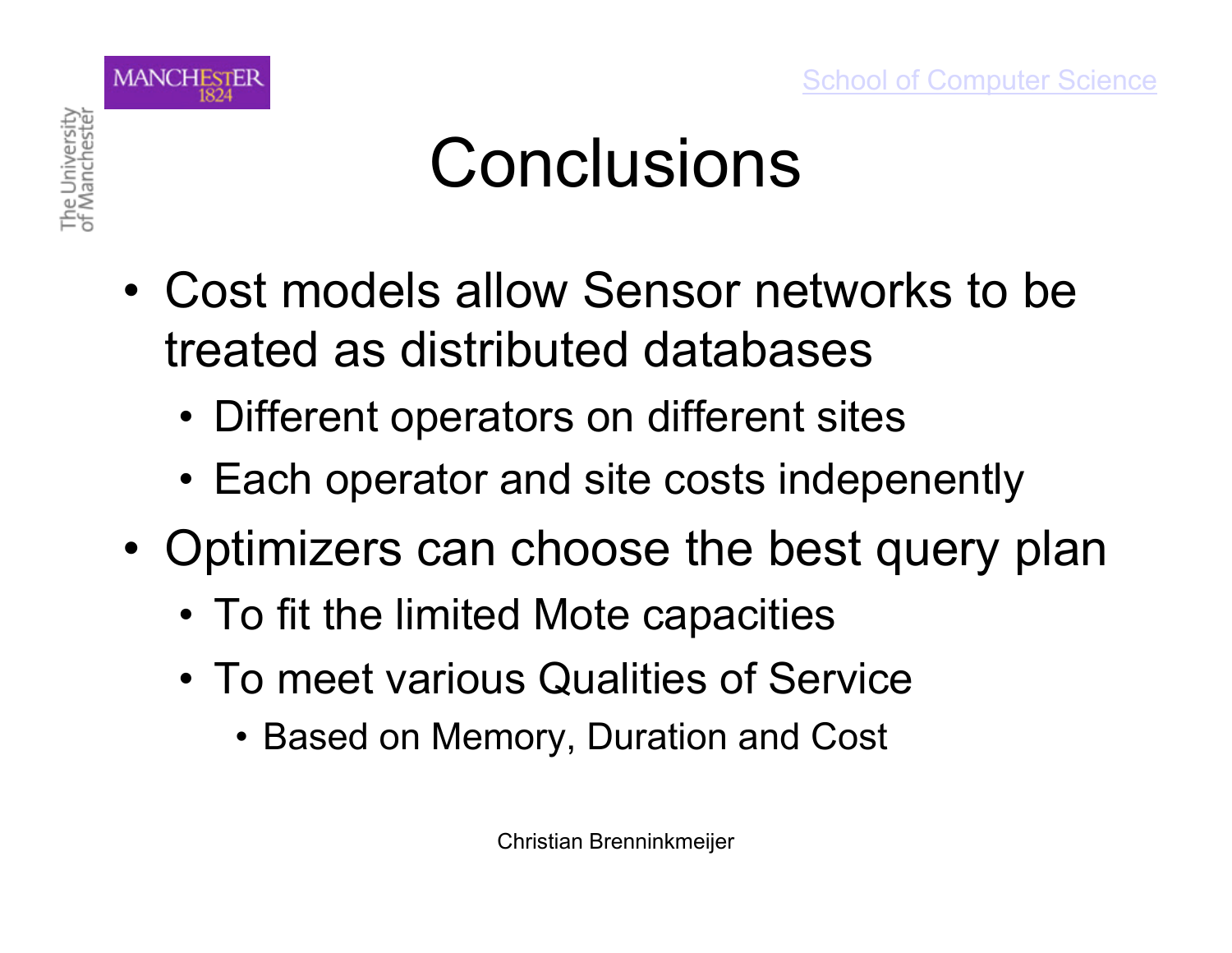# Conclusions

- Cost models allow Sensor networks to be treated as distributed databases
  - Different operators on different sites
  - Each operator and site costs indepenently
- Optimizers can choose the best query plan
  - To fit the limited Mote capacities
  - To meet various Qualities of Service
    - Based on Memory, Duration and Cost